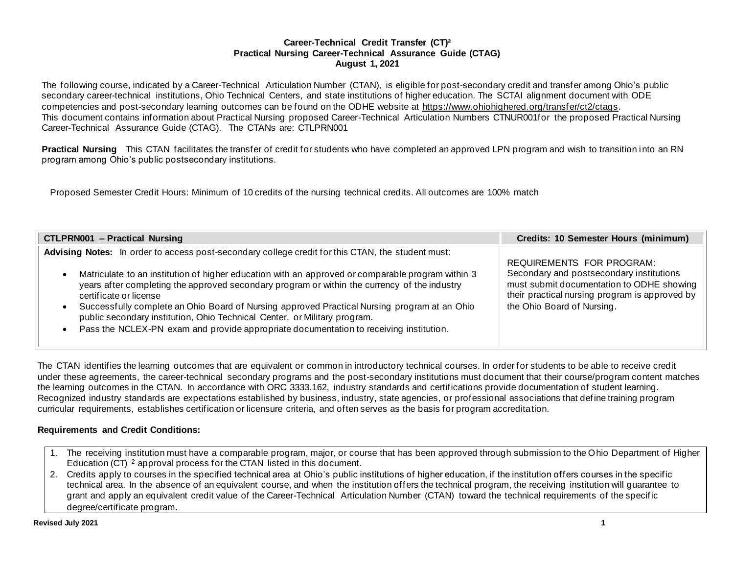**Career-Technical Credit Transfer (CT)²**
**Practical Nursing Career-Technical Assurance Guide (CTAG)**
**August 1, 2021**

The following course, indicated by a Career-Technical Articulation Number (CTAN), is eligible for post-secondary credit and transfer among Ohio's public secondary career-technical institutions, Ohio Technical Centers, and state institutions of higher education. The SCTAI alignment document with ODE competencies and post-secondary learning outcomes can be found on the ODHE website at https://www.ohiohighered.org/transfer/ct2/ctags.
This document contains information about Practical Nursing proposed Career-Technical Articulation Numbers CTNUR001for the proposed Practical Nursing Career-Technical Assurance Guide (CTAG). The CTANs are: CTLPRN001

**Practical Nursing** This CTAN facilitates the transfer of credit for students who have completed an approved LPN program and wish to transition into an RN program among Ohio's public postsecondary institutions.

Proposed Semester Credit Hours: Minimum of 10 credits of the nursing technical credits. All outcomes are 100% match

| **CTLPRN001 – Practical Nursing** | **Credits: 10 Semester Hours (minimum)** |
|---|---|
| **Advising Notes:** In order to access post-secondary college credit for this CTAN, the student must:<br>• Matriculate to an institution of higher education with an approved or comparable program within 3 years after completing the approved secondary program or within the currency of the industry certificate or license<br>• Successfully complete an Ohio Board of Nursing approved Practical Nursing program at an Ohio public secondary institution, Ohio Technical Center, or Military program.<br>• Pass the NCLEX-PN exam and provide appropriate documentation to receiving institution. | REQUIREMENTS FOR PROGRAM: Secondary and postsecondary institutions must submit documentation to ODHE showing their practical nursing program is approved by the Ohio Board of Nursing. |

The CTAN identifies the learning outcomes that are equivalent or common in introductory technical courses. In order for students to be able to receive credit under these agreements, the career-technical secondary programs and the post-secondary institutions must document that their course/program content matches the learning outcomes in the CTAN. In accordance with ORC 3333.162, industry standards and certifications provide documentation of student learning. Recognized industry standards are expectations established by business, industry, state agencies, or professional associations that define training program curricular requirements, establishes certification or licensure criteria, and often serves as the basis for program accreditation.

**Requirements and Credit Conditions:**

1. The receiving institution must have a comparable program, major, or course that has been approved through submission to the Ohio Department of Higher Education (CT) [2] approval process for the CTAN listed in this document.
2. Credits apply to courses in the specified technical area at Ohio's public institutions of higher education, if the institution offers courses in the specific technical area. In the absence of an equivalent course, and when the institution offers the technical program, the receiving institution will guarantee to grant and apply an equivalent credit value of the Career-Technical Articulation Number (CTAN) toward the technical requirements of the specific degree/certificate program.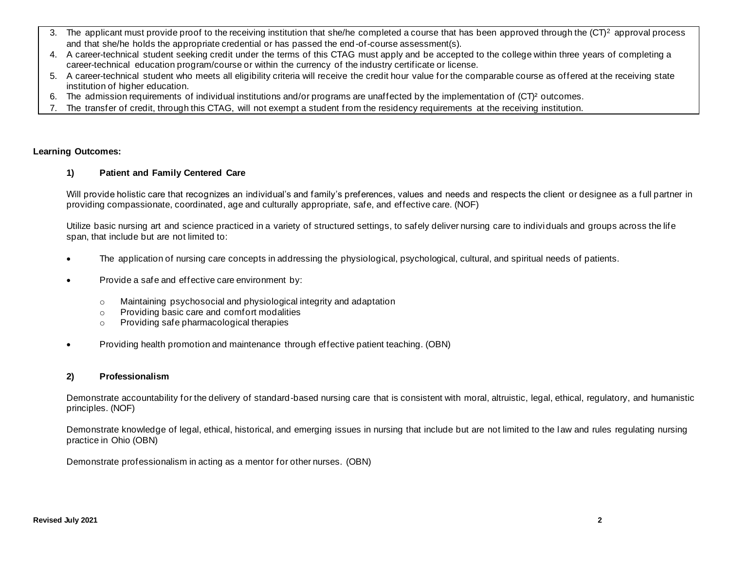3. The applicant must provide proof to the receiving institution that she/he completed a course that has been approved through the (CT)² approval process and that she/he holds the appropriate credential or has passed the end-of-course assessment(s).
4. A career-technical student seeking credit under the terms of this CTAG must apply and be accepted to the college within three years of completing a career-technical education program/course or within the currency of the industry certificate or license.
5. A career-technical student who meets all eligibility criteria will receive the credit hour value for the comparable course as offered at the receiving state institution of higher education.
6. The admission requirements of individual institutions and/or programs are unaffected by the implementation of (CT)² outcomes.
7. The transfer of credit, through this CTAG, will not exempt a student from the residency requirements at the receiving institution.

**Learning Outcomes:**

**1) Patient and Family Centered Care**

Will provide holistic care that recognizes an individual's and family's preferences, values and needs and respects the client or designee as a full partner in providing compassionate, coordinated, age and culturally appropriate, safe, and effective care. (NOF)

Utilize basic nursing art and science practiced in a variety of structured settings, to safely deliver nursing care to individuals and groups across the life span, that include but are not limited to:

- The application of nursing care concepts in addressing the physiological, psychological, cultural, and spiritual needs of patients.
- Provide a safe and effective care environment by:
  - Maintaining psychosocial and physiological integrity and adaptation
  - Providing basic care and comfort modalities
  - Providing safe pharmacological therapies
- Providing health promotion and maintenance through effective patient teaching. (OBN)

**2) Professionalism**

Demonstrate accountability for the delivery of standard-based nursing care that is consistent with moral, altruistic, legal, ethical, regulatory, and humanistic principles. (NOF)

Demonstrate knowledge of legal, ethical, historical, and emerging issues in nursing that include but are not limited to the law and rules regulating nursing practice in Ohio (OBN)

Demonstrate professionalism in acting as a mentor for other nurses. (OBN)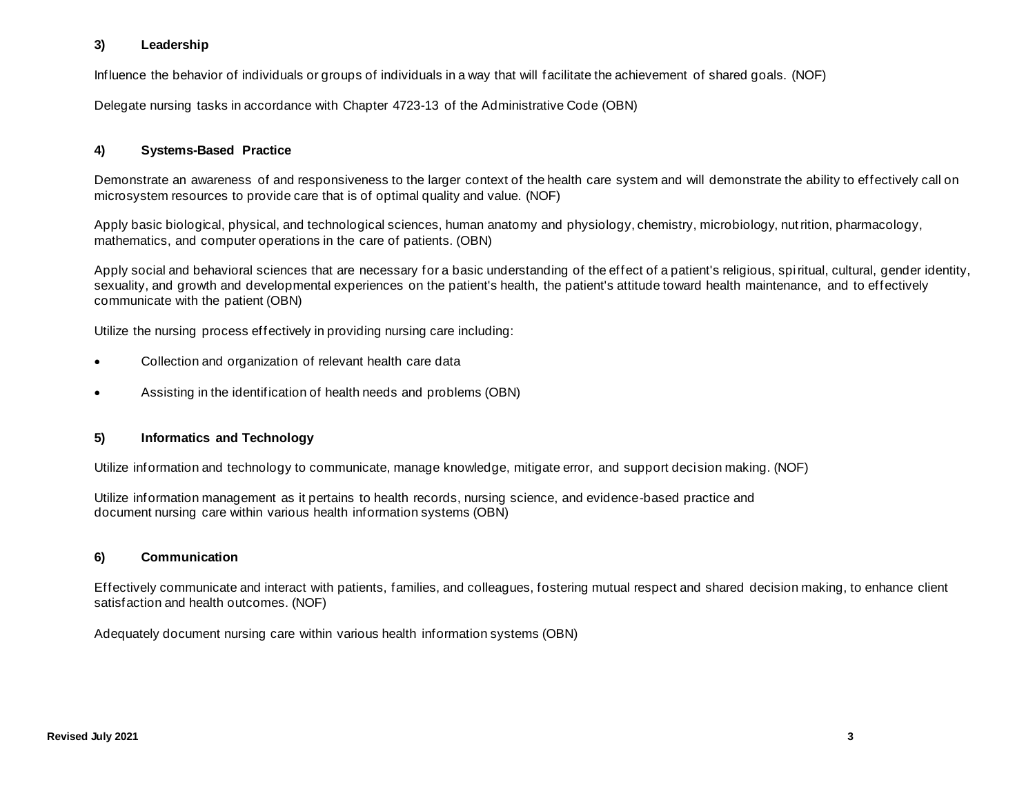### 3) Leadership

Influence the behavior of individuals or groups of individuals in a way that will facilitate the achievement of shared goals. (NOF)

Delegate nursing tasks in accordance with Chapter 4723-13 of the Administrative Code (OBN)

### 4) Systems-Based Practice

Demonstrate an awareness of and responsiveness to the larger context of the health care system and will demonstrate the ability to effectively call on microsystem resources to provide care that is of optimal quality and value. (NOF)

Apply basic biological, physical, and technological sciences, human anatomy and physiology, chemistry, microbiology, nutrition, pharmacology, mathematics, and computer operations in the care of patients. (OBN)

Apply social and behavioral sciences that are necessary for a basic understanding of the effect of a patient's religious, spiritual, cultural, gender identity, sexuality, and growth and developmental experiences on the patient's health, the patient's attitude toward health maintenance, and to effectively communicate with the patient (OBN)

Utilize the nursing process effectively in providing nursing care including:

- Collection and organization of relevant health care data
- Assisting in the identification of health needs and problems (OBN)

### 5) Informatics and Technology

Utilize information and technology to communicate, manage knowledge, mitigate error, and support decision making. (NOF)

Utilize information management as it pertains to health records, nursing science, and evidence-based practice and document nursing care within various health information systems (OBN)

### 6) Communication

Effectively communicate and interact with patients, families, and colleagues, fostering mutual respect and shared decision making, to enhance client satisfaction and health outcomes. (NOF)

Adequately document nursing care within various health information systems (OBN)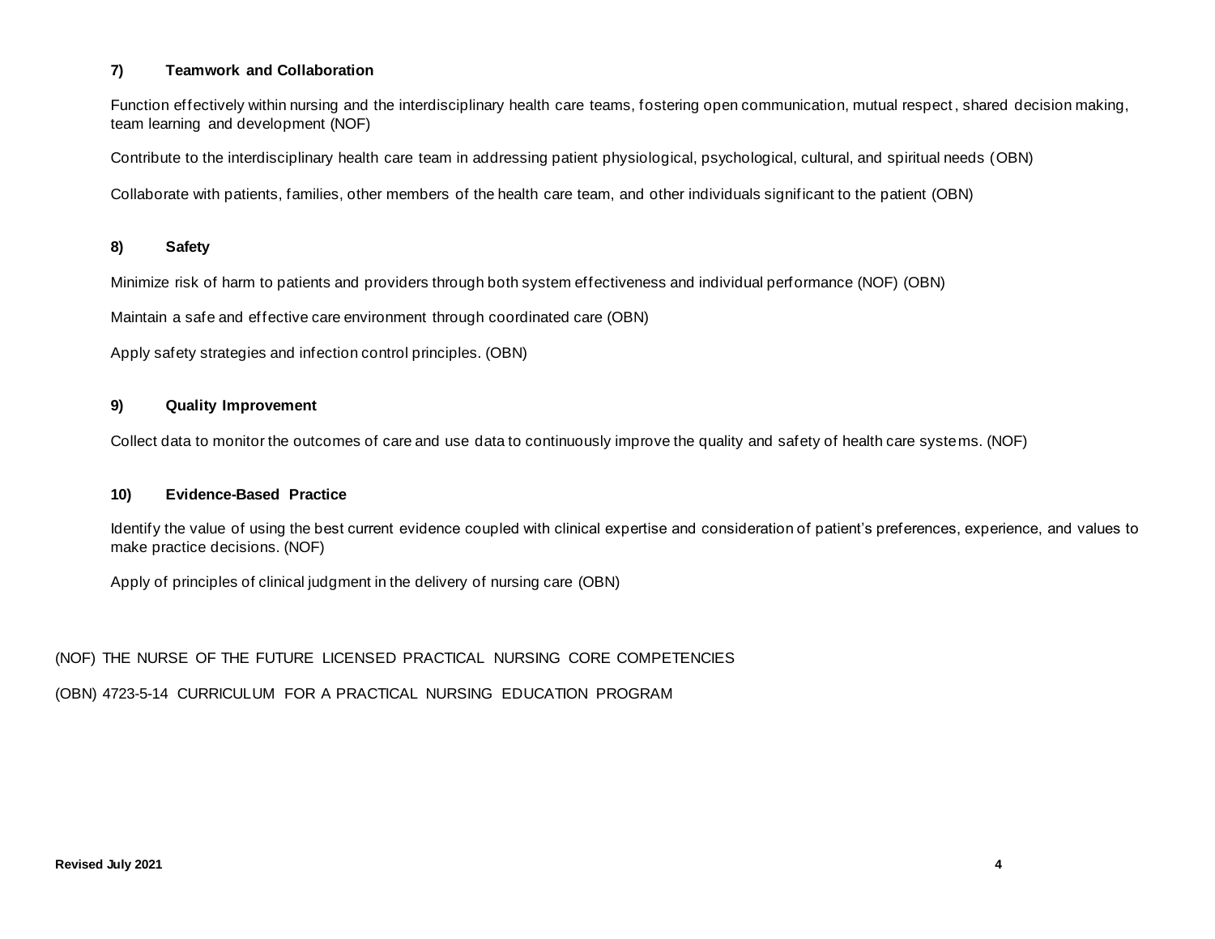### 7) Teamwork and Collaboration

Function effectively within nursing and the interdisciplinary health care teams, fostering open communication, mutual respect, shared decision making, team learning and development (NOF)

Contribute to the interdisciplinary health care team in addressing patient physiological, psychological, cultural, and spiritual needs (OBN)

Collaborate with patients, families, other members of the health care team, and other individuals significant to the patient (OBN)

### 8) Safety

Minimize risk of harm to patients and providers through both system effectiveness and individual performance (NOF) (OBN)

Maintain a safe and effective care environment through coordinated care (OBN)

Apply safety strategies and infection control principles. (OBN)

### 9) Quality Improvement

Collect data to monitor the outcomes of care and use data to continuously improve the quality and safety of health care systems. (NOF)

### 10) Evidence-Based Practice

Identify the value of using the best current evidence coupled with clinical expertise and consideration of patient's preferences, experience, and values to make practice decisions. (NOF)

Apply of principles of clinical judgment in the delivery of nursing care (OBN)

(NOF) THE NURSE OF THE FUTURE LICENSED PRACTICAL NURSING CORE COMPETENCIES

(OBN) 4723-5-14 CURRICULUM FOR A PRACTICAL NURSING EDUCATION PROGRAM

**Revised July 2021**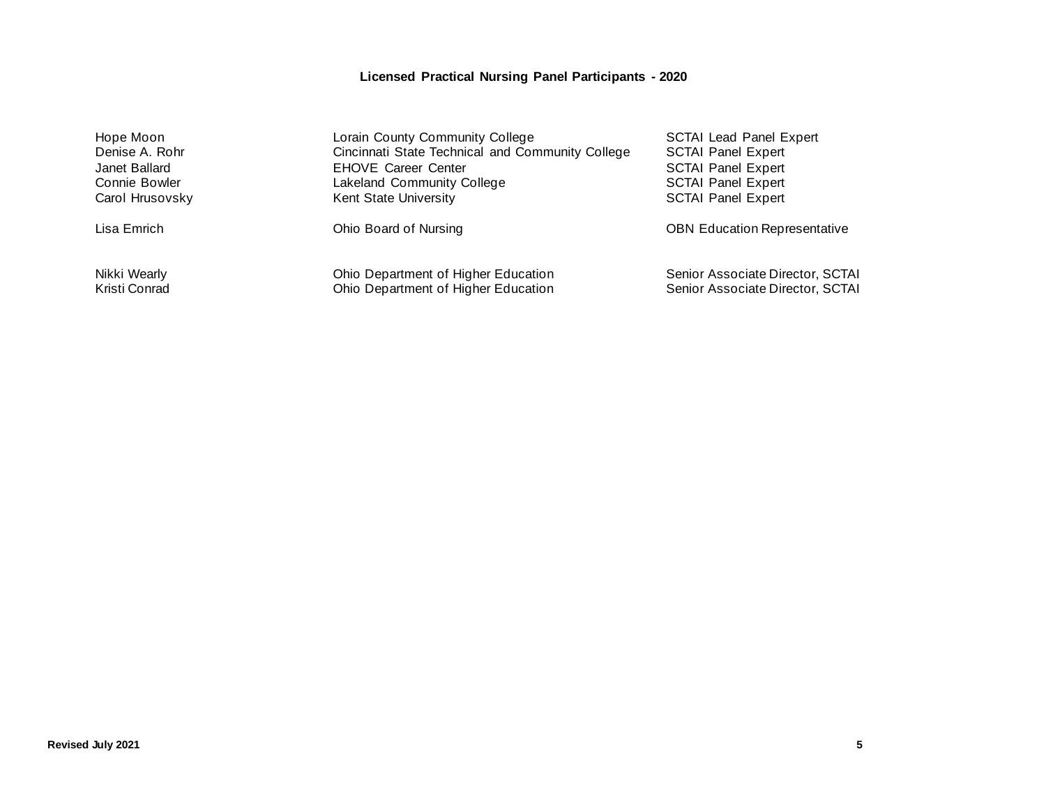**Licensed Practical Nursing Panel Participants - 2020**

| | | |
|---|---|---|
| Hope Moon | Lorain County Community College | SCTAI Lead Panel Expert |
| Denise A. Rohr | Cincinnati State Technical and Community College | SCTAI Panel Expert |
| Janet Ballard | EHOVE Career Center | SCTAI Panel Expert |
| Connie Bowler | Lakeland Community College | SCTAI Panel Expert |
| Carol Hrusovsky | Kent State University | SCTAI Panel Expert |
| Lisa Emrich | Ohio Board of Nursing | OBN Education Representative |
| Nikki Wearly | Ohio Department of Higher Education | Senior Associate Director, SCTAI |
| Kristi Conrad | Ohio Department of Higher Education | Senior Associate Director, SCTAI |

**Revised July 2021**